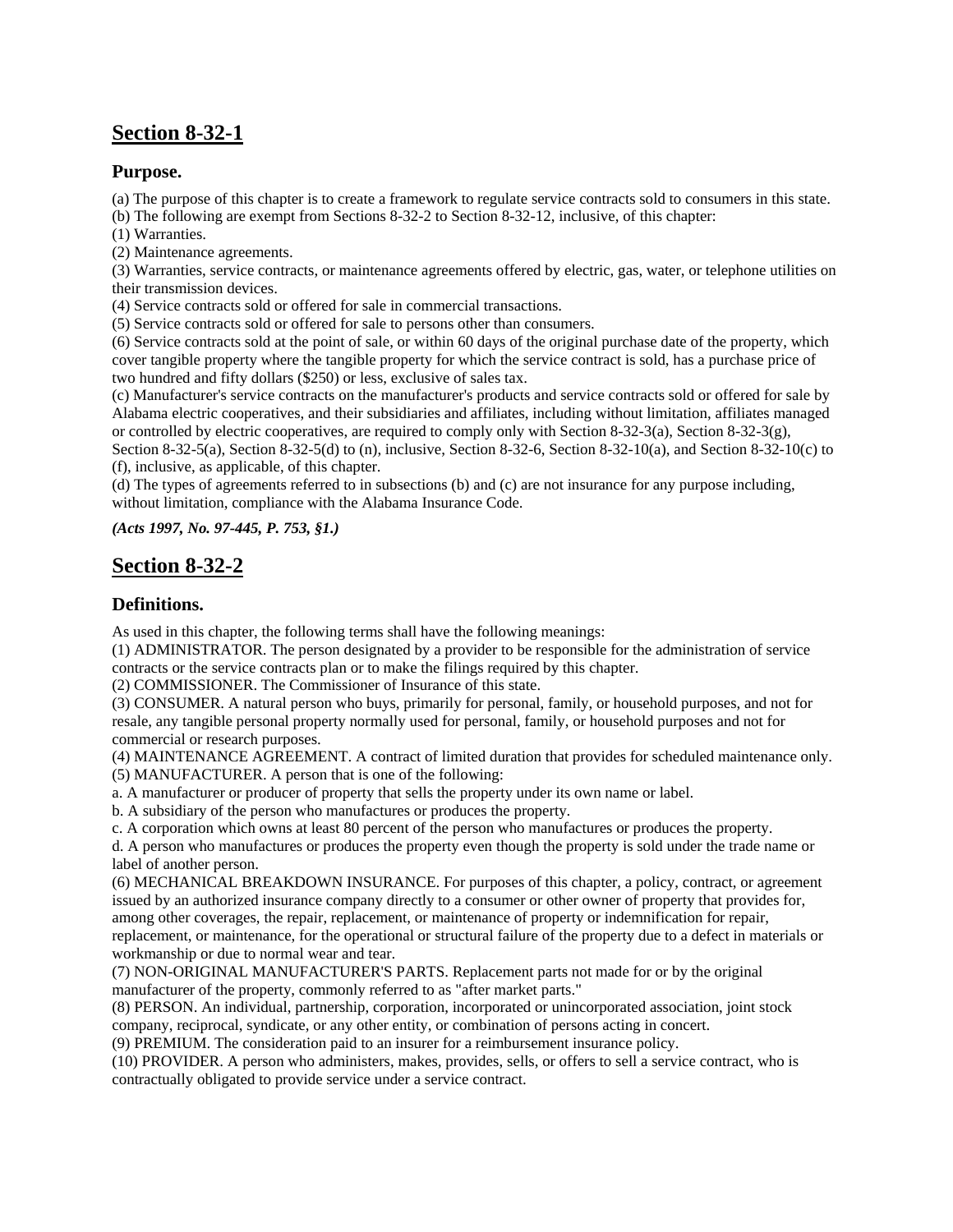## Section 8-32-1

### Purpose.

(a) The purpose of this chapter is to create a framework to regulate service contracts sold to consumers in this state.

(b) The following are exempt from Sections 8-32-2 to Section 8-32-12, inclusive, of this chapter:

(1) Warranties.

(2) Maintenance agreements.

(3) Warranties, service contracts, or maintenance agreements offered by electric, gas, water, or telephone utilities on their transmission devices.

(4) Service contracts sold or offered for sale in commercial transactions.

(5) Service contracts sold or offered for sale to persons other than consumers.

(6) Service contracts sold at the point of sale, or within 60 days of the original purchase date of the property, which cover tangible property where the tangible property for which the service contract is sold, has a purchase price of two hundred and fifty dollars ($250) or less, exclusive of sales tax.

(c) Manufacturer's service contracts on the manufacturer's products and service contracts sold or offered for sale by Alabama electric cooperatives, and their subsidiaries and affiliates, including without limitation, affiliates managed or controlled by electric cooperatives, are required to comply only with Section 8-32-3(a), Section 8-32-3(g), Section 8-32-5(a), Section 8-32-5(d) to (n), inclusive, Section 8-32-6, Section 8-32-10(a), and Section 8-32-10(c) to (f), inclusive, as applicable, of this chapter.

(d) The types of agreements referred to in subsections (b) and (c) are not insurance for any purpose including, without limitation, compliance with the Alabama Insurance Code.

***(Acts 1997, No. 97-445, P. 753, §1.)***

## Section 8-32-2

### Definitions.

As used in this chapter, the following terms shall have the following meanings:

(1) ADMINISTRATOR. The person designated by a provider to be responsible for the administration of service contracts or the service contracts plan or to make the filings required by this chapter.

(2) COMMISSIONER. The Commissioner of Insurance of this state.

(3) CONSUMER. A natural person who buys, primarily for personal, family, or household purposes, and not for resale, any tangible personal property normally used for personal, family, or household purposes and not for commercial or research purposes.

(4) MAINTENANCE AGREEMENT. A contract of limited duration that provides for scheduled maintenance only.

(5) MANUFACTURER. A person that is one of the following:

a. A manufacturer or producer of property that sells the property under its own name or label.

b. A subsidiary of the person who manufactures or produces the property.

c. A corporation which owns at least 80 percent of the person who manufactures or produces the property.

d. A person who manufactures or produces the property even though the property is sold under the trade name or label of another person.

(6) MECHANICAL BREAKDOWN INSURANCE. For purposes of this chapter, a policy, contract, or agreement issued by an authorized insurance company directly to a consumer or other owner of property that provides for, among other coverages, the repair, replacement, or maintenance of property or indemnification for repair, replacement, or maintenance, for the operational or structural failure of the property due to a defect in materials or workmanship or due to normal wear and tear.

(7) NON-ORIGINAL MANUFACTURER'S PARTS. Replacement parts not made for or by the original manufacturer of the property, commonly referred to as "after market parts."

(8) PERSON. An individual, partnership, corporation, incorporated or unincorporated association, joint stock company, reciprocal, syndicate, or any other entity, or combination of persons acting in concert.

(9) PREMIUM. The consideration paid to an insurer for a reimbursement insurance policy.

(10) PROVIDER. A person who administers, makes, provides, sells, or offers to sell a service contract, who is contractually obligated to provide service under a service contract.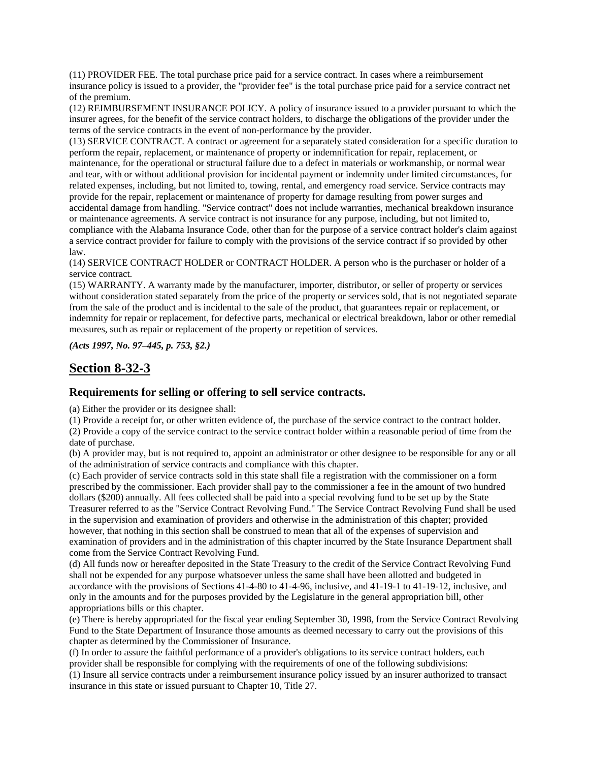(11) PROVIDER FEE. The total purchase price paid for a service contract. In cases where a reimbursement insurance policy is issued to a provider, the "provider fee" is the total purchase price paid for a service contract net of the premium.

(12) REIMBURSEMENT INSURANCE POLICY. A policy of insurance issued to a provider pursuant to which the insurer agrees, for the benefit of the service contract holders, to discharge the obligations of the provider under the terms of the service contracts in the event of non-performance by the provider.

(13) SERVICE CONTRACT. A contract or agreement for a separately stated consideration for a specific duration to perform the repair, replacement, or maintenance of property or indemnification for repair, replacement, or maintenance, for the operational or structural failure due to a defect in materials or workmanship, or normal wear and tear, with or without additional provision for incidental payment or indemnity under limited circumstances, for related expenses, including, but not limited to, towing, rental, and emergency road service. Service contracts may provide for the repair, replacement or maintenance of property for damage resulting from power surges and accidental damage from handling. "Service contract" does not include warranties, mechanical breakdown insurance or maintenance agreements. A service contract is not insurance for any purpose, including, but not limited to, compliance with the Alabama Insurance Code, other than for the purpose of a service contract holder's claim against a service contract provider for failure to comply with the provisions of the service contract if so provided by other law.

(14) SERVICE CONTRACT HOLDER or CONTRACT HOLDER. A person who is the purchaser or holder of a service contract.

(15) WARRANTY. A warranty made by the manufacturer, importer, distributor, or seller of property or services without consideration stated separately from the price of the property or services sold, that is not negotiated separate from the sale of the product and is incidental to the sale of the product, that guarantees repair or replacement, or indemnity for repair or replacement, for defective parts, mechanical or electrical breakdown, labor or other remedial measures, such as repair or replacement of the property or repetition of services.

***(Acts 1997, No. 97–445, p. 753, §2.)***

## Section 8-32-3

### Requirements for selling or offering to sell service contracts.

(a) Either the provider or its designee shall:

(1) Provide a receipt for, or other written evidence of, the purchase of the service contract to the contract holder.

(2) Provide a copy of the service contract to the service contract holder within a reasonable period of time from the date of purchase.

(b) A provider may, but is not required to, appoint an administrator or other designee to be responsible for any or all of the administration of service contracts and compliance with this chapter.

(c) Each provider of service contracts sold in this state shall file a registration with the commissioner on a form prescribed by the commissioner. Each provider shall pay to the commissioner a fee in the amount of two hundred dollars ($200) annually. All fees collected shall be paid into a special revolving fund to be set up by the State Treasurer referred to as the "Service Contract Revolving Fund." The Service Contract Revolving Fund shall be used in the supervision and examination of providers and otherwise in the administration of this chapter; provided however, that nothing in this section shall be construed to mean that all of the expenses of supervision and examination of providers and in the administration of this chapter incurred by the State Insurance Department shall come from the Service Contract Revolving Fund.

(d) All funds now or hereafter deposited in the State Treasury to the credit of the Service Contract Revolving Fund shall not be expended for any purpose whatsoever unless the same shall have been allotted and budgeted in accordance with the provisions of Sections 41-4-80 to 41-4-96, inclusive, and 41-19-1 to 41-19-12, inclusive, and only in the amounts and for the purposes provided by the Legislature in the general appropriation bill, other appropriations bills or this chapter.

(e) There is hereby appropriated for the fiscal year ending September 30, 1998, from the Service Contract Revolving Fund to the State Department of Insurance those amounts as deemed necessary to carry out the provisions of this chapter as determined by the Commissioner of Insurance.

(f) In order to assure the faithful performance of a provider's obligations to its service contract holders, each provider shall be responsible for complying with the requirements of one of the following subdivisions:

(1) Insure all service contracts under a reimbursement insurance policy issued by an insurer authorized to transact insurance in this state or issued pursuant to Chapter 10, Title 27.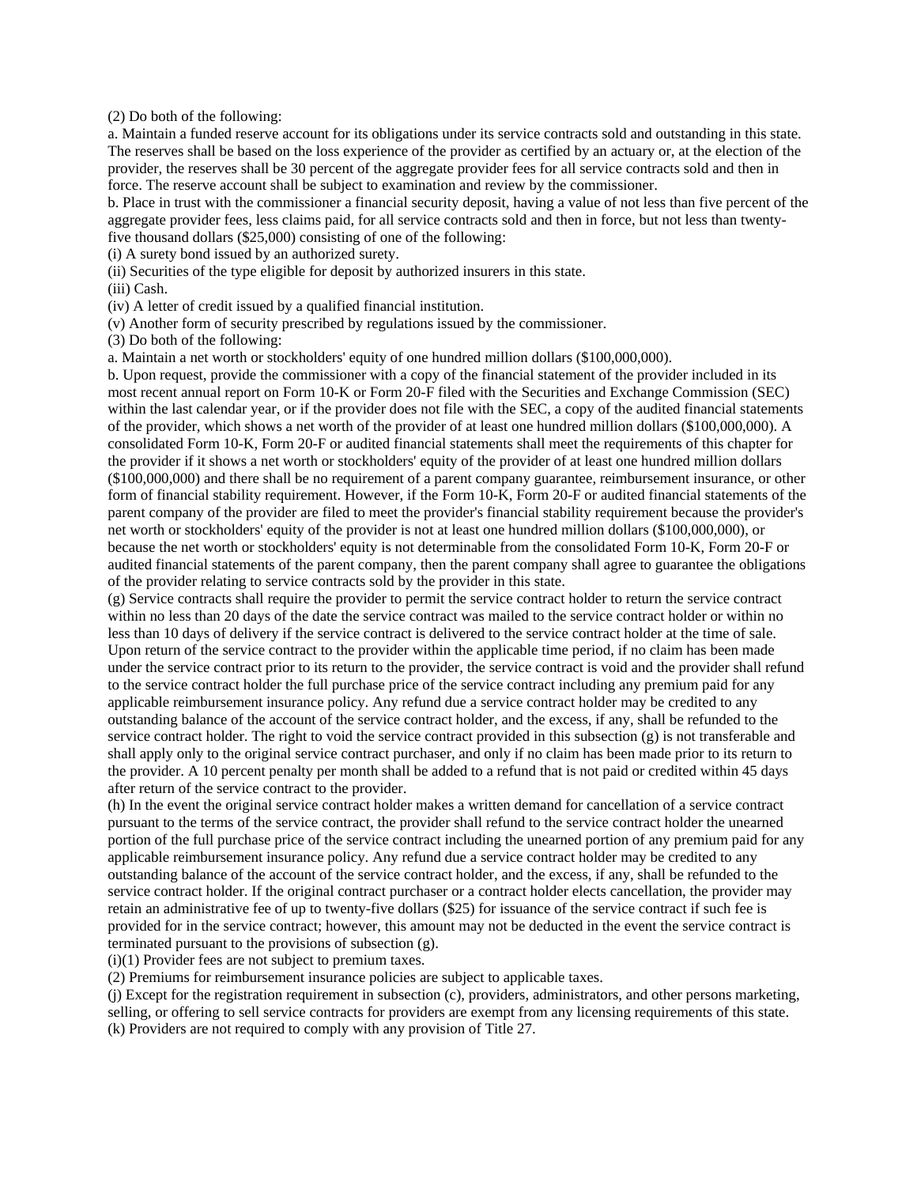(2) Do both of the following:

a. Maintain a funded reserve account for its obligations under its service contracts sold and outstanding in this state. The reserves shall be based on the loss experience of the provider as certified by an actuary or, at the election of the provider, the reserves shall be 30 percent of the aggregate provider fees for all service contracts sold and then in force. The reserve account shall be subject to examination and review by the commissioner.

b. Place in trust with the commissioner a financial security deposit, having a value of not less than five percent of the aggregate provider fees, less claims paid, for all service contracts sold and then in force, but not less than twenty-five thousand dollars ($25,000) consisting of one of the following:

(i) A surety bond issued by an authorized surety.

(ii) Securities of the type eligible for deposit by authorized insurers in this state.

(iii) Cash.

(iv) A letter of credit issued by a qualified financial institution.

(v) Another form of security prescribed by regulations issued by the commissioner.

(3) Do both of the following:

a. Maintain a net worth or stockholders' equity of one hundred million dollars ($100,000,000).

b. Upon request, provide the commissioner with a copy of the financial statement of the provider included in its most recent annual report on Form 10-K or Form 20-F filed with the Securities and Exchange Commission (SEC) within the last calendar year, or if the provider does not file with the SEC, a copy of the audited financial statements of the provider, which shows a net worth of the provider of at least one hundred million dollars ($100,000,000). A consolidated Form 10-K, Form 20-F or audited financial statements shall meet the requirements of this chapter for the provider if it shows a net worth or stockholders' equity of the provider of at least one hundred million dollars ($100,000,000) and there shall be no requirement of a parent company guarantee, reimbursement insurance, or other form of financial stability requirement. However, if the Form 10-K, Form 20-F or audited financial statements of the parent company of the provider are filed to meet the provider's financial stability requirement because the provider's net worth or stockholders' equity of the provider is not at least one hundred million dollars ($100,000,000), or because the net worth or stockholders' equity is not determinable from the consolidated Form 10-K, Form 20-F or audited financial statements of the parent company, then the parent company shall agree to guarantee the obligations of the provider relating to service contracts sold by the provider in this state.

(g) Service contracts shall require the provider to permit the service contract holder to return the service contract within no less than 20 days of the date the service contract was mailed to the service contract holder or within no less than 10 days of delivery if the service contract is delivered to the service contract holder at the time of sale. Upon return of the service contract to the provider within the applicable time period, if no claim has been made under the service contract prior to its return to the provider, the service contract is void and the provider shall refund to the service contract holder the full purchase price of the service contract including any premium paid for any applicable reimbursement insurance policy. Any refund due a service contract holder may be credited to any outstanding balance of the account of the service contract holder, and the excess, if any, shall be refunded to the service contract holder. The right to void the service contract provided in this subsection (g) is not transferable and shall apply only to the original service contract purchaser, and only if no claim has been made prior to its return to the provider. A 10 percent penalty per month shall be added to a refund that is not paid or credited within 45 days after return of the service contract to the provider.

(h) In the event the original service contract holder makes a written demand for cancellation of a service contract pursuant to the terms of the service contract, the provider shall refund to the service contract holder the unearned portion of the full purchase price of the service contract including the unearned portion of any premium paid for any applicable reimbursement insurance policy. Any refund due a service contract holder may be credited to any outstanding balance of the account of the service contract holder, and the excess, if any, shall be refunded to the service contract holder. If the original contract purchaser or a contract holder elects cancellation, the provider may retain an administrative fee of up to twenty-five dollars ($25) for issuance of the service contract if such fee is provided for in the service contract; however, this amount may not be deducted in the event the service contract is terminated pursuant to the provisions of subsection (g).

(i)(1) Provider fees are not subject to premium taxes.

(2) Premiums for reimbursement insurance policies are subject to applicable taxes.

(j) Except for the registration requirement in subsection (c), providers, administrators, and other persons marketing, selling, or offering to sell service contracts for providers are exempt from any licensing requirements of this state.

(k) Providers are not required to comply with any provision of Title 27.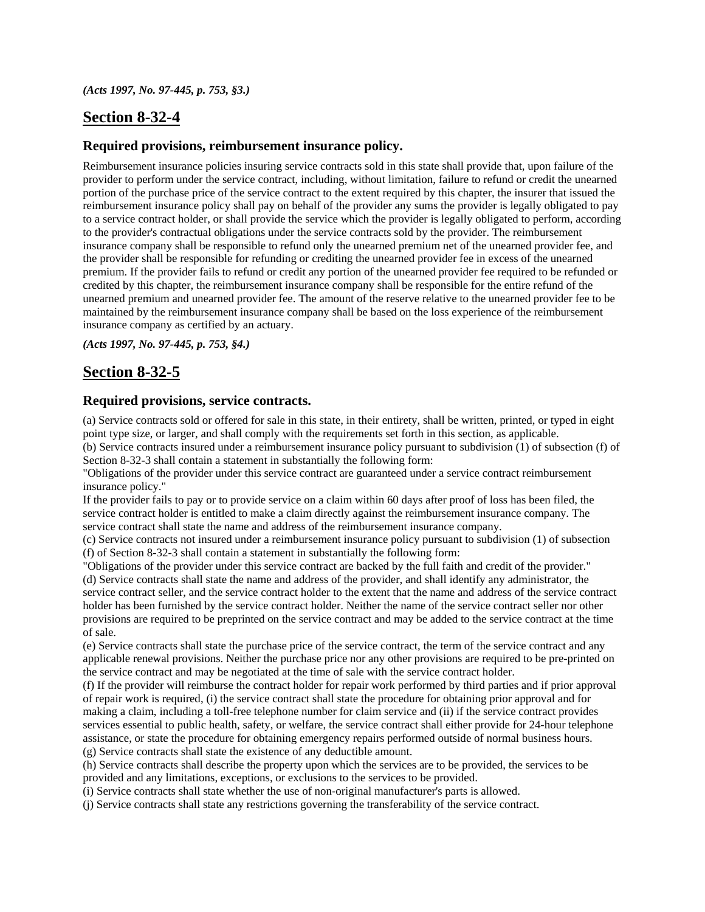*(Acts 1997, No. 97-445, p. 753, §3.)*

## Section 8-32-4

### Required provisions, reimbursement insurance policy.

Reimbursement insurance policies insuring service contracts sold in this state shall provide that, upon failure of the provider to perform under the service contract, including, without limitation, failure to refund or credit the unearned portion of the purchase price of the service contract to the extent required by this chapter, the insurer that issued the reimbursement insurance policy shall pay on behalf of the provider any sums the provider is legally obligated to pay to a service contract holder, or shall provide the service which the provider is legally obligated to perform, according to the provider's contractual obligations under the service contracts sold by the provider. The reimbursement insurance company shall be responsible to refund only the unearned premium net of the unearned provider fee, and the provider shall be responsible for refunding or crediting the unearned provider fee in excess of the unearned premium. If the provider fails to refund or credit any portion of the unearned provider fee required to be refunded or credited by this chapter, the reimbursement insurance company shall be responsible for the entire refund of the unearned premium and unearned provider fee. The amount of the reserve relative to the unearned provider fee to be maintained by the reimbursement insurance company shall be based on the loss experience of the reimbursement insurance company as certified by an actuary.

*(Acts 1997, No. 97-445, p. 753, §4.)*

## Section 8-32-5

### Required provisions, service contracts.

(a) Service contracts sold or offered for sale in this state, in their entirety, shall be written, printed, or typed in eight point type size, or larger, and shall comply with the requirements set forth in this section, as applicable.
(b) Service contracts insured under a reimbursement insurance policy pursuant to subdivision (1) of subsection (f) of Section 8-32-3 shall contain a statement in substantially the following form:
"Obligations of the provider under this service contract are guaranteed under a service contract reimbursement insurance policy."
If the provider fails to pay or to provide service on a claim within 60 days after proof of loss has been filed, the service contract holder is entitled to make a claim directly against the reimbursement insurance company. The service contract shall state the name and address of the reimbursement insurance company.
(c) Service contracts not insured under a reimbursement insurance policy pursuant to subdivision (1) of subsection (f) of Section 8-32-3 shall contain a statement in substantially the following form:
"Obligations of the provider under this service contract are backed by the full faith and credit of the provider."
(d) Service contracts shall state the name and address of the provider, and shall identify any administrator, the service contract seller, and the service contract holder to the extent that the name and address of the service contract holder has been furnished by the service contract holder. Neither the name of the service contract seller nor other provisions are required to be preprinted on the service contract and may be added to the service contract at the time of sale.
(e) Service contracts shall state the purchase price of the service contract, the term of the service contract and any applicable renewal provisions. Neither the purchase price nor any other provisions are required to be pre-printed on the service contract and may be negotiated at the time of sale with the service contract holder.
(f) If the provider will reimburse the contract holder for repair work performed by third parties and if prior approval of repair work is required, (i) the service contract shall state the procedure for obtaining prior approval and for making a claim, including a toll-free telephone number for claim service and (ii) if the service contract provides services essential to public health, safety, or welfare, the service contract shall either provide for 24-hour telephone assistance, or state the procedure for obtaining emergency repairs performed outside of normal business hours.
(g) Service contracts shall state the existence of any deductible amount.
(h) Service contracts shall describe the property upon which the services are to be provided, the services to be provided and any limitations, exceptions, or exclusions to the services to be provided.
(i) Service contracts shall state whether the use of non-original manufacturer's parts is allowed.
(j) Service contracts shall state any restrictions governing the transferability of the service contract.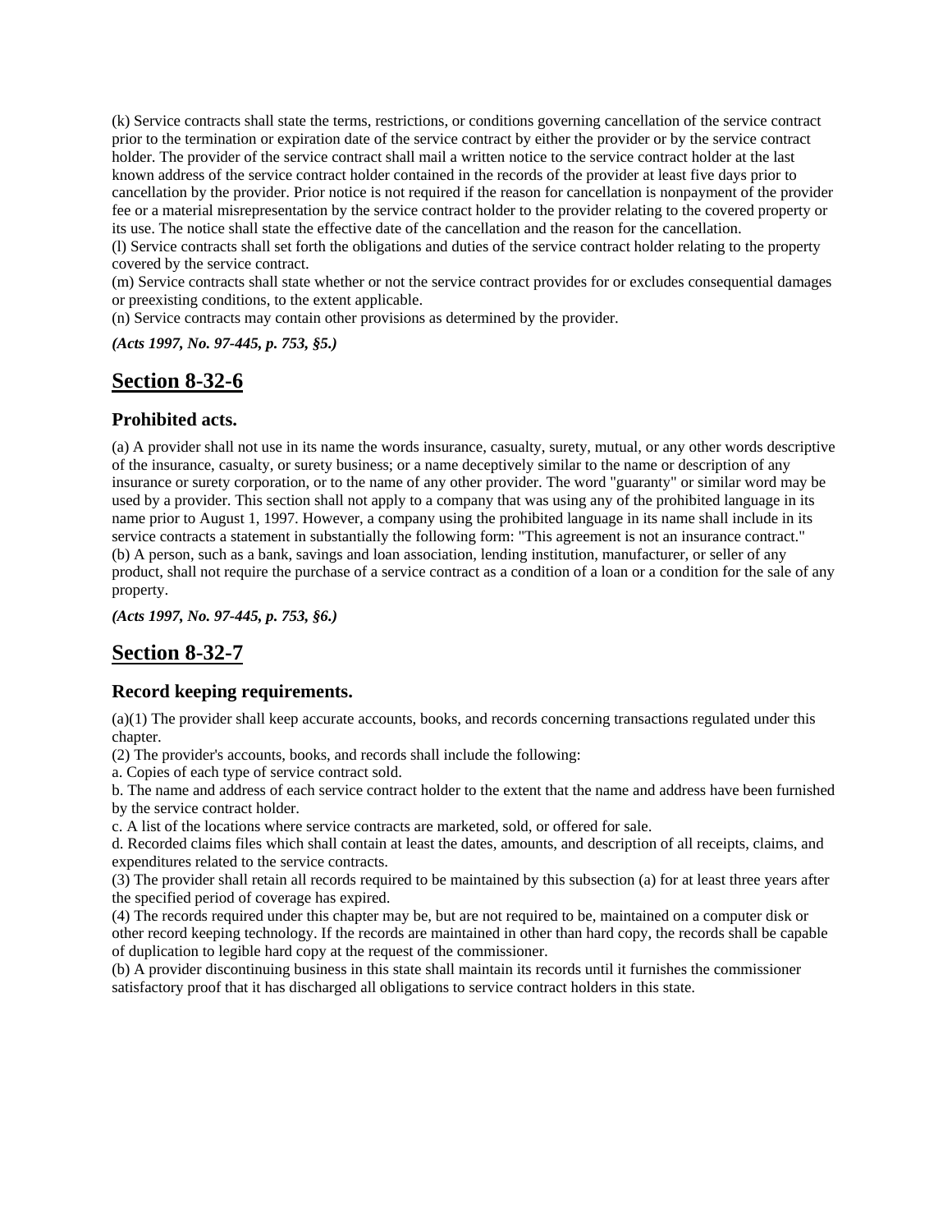(k) Service contracts shall state the terms, restrictions, or conditions governing cancellation of the service contract prior to the termination or expiration date of the service contract by either the provider or by the service contract holder. The provider of the service contract shall mail a written notice to the service contract holder at the last known address of the service contract holder contained in the records of the provider at least five days prior to cancellation by the provider. Prior notice is not required if the reason for cancellation is nonpayment of the provider fee or a material misrepresentation by the service contract holder to the provider relating to the covered property or its use. The notice shall state the effective date of the cancellation and the reason for the cancellation.
(l) Service contracts shall set forth the obligations and duties of the service contract holder relating to the property covered by the service contract.
(m) Service contracts shall state whether or not the service contract provides for or excludes consequential damages or preexisting conditions, to the extent applicable.
(n) Service contracts may contain other provisions as determined by the provider.

***(Acts 1997, No. 97-445, p. 753, §5.)***

## Section 8-32-6

### Prohibited acts.

(a) A provider shall not use in its name the words insurance, casualty, surety, mutual, or any other words descriptive of the insurance, casualty, or surety business; or a name deceptively similar to the name or description of any insurance or surety corporation, or to the name of any other provider. The word "guaranty" or similar word may be used by a provider. This section shall not apply to a company that was using any of the prohibited language in its name prior to August 1, 1997. However, a company using the prohibited language in its name shall include in its service contracts a statement in substantially the following form: "This agreement is not an insurance contract."
(b) A person, such as a bank, savings and loan association, lending institution, manufacturer, or seller of any product, shall not require the purchase of a service contract as a condition of a loan or a condition for the sale of any property.

***(Acts 1997, No. 97-445, p. 753, §6.)***

## Section 8-32-7

### Record keeping requirements.

(a)(1) The provider shall keep accurate accounts, books, and records concerning transactions regulated under this chapter.
(2) The provider's accounts, books, and records shall include the following:
a. Copies of each type of service contract sold.
b. The name and address of each service contract holder to the extent that the name and address have been furnished by the service contract holder.
c. A list of the locations where service contracts are marketed, sold, or offered for sale.
d. Recorded claims files which shall contain at least the dates, amounts, and description of all receipts, claims, and expenditures related to the service contracts.
(3) The provider shall retain all records required to be maintained by this subsection (a) for at least three years after the specified period of coverage has expired.
(4) The records required under this chapter may be, but are not required to be, maintained on a computer disk or other record keeping technology. If the records are maintained in other than hard copy, the records shall be capable of duplication to legible hard copy at the request of the commissioner.
(b) A provider discontinuing business in this state shall maintain its records until it furnishes the commissioner satisfactory proof that it has discharged all obligations to service contract holders in this state.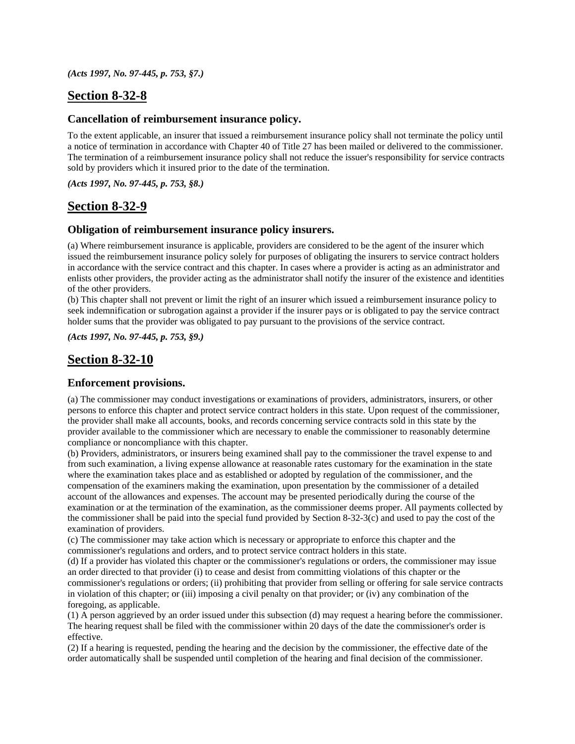*(Acts 1997, No. 97-445, p. 753, §7.)*

## Section 8-32-8

### Cancellation of reimbursement insurance policy.

To the extent applicable, an insurer that issued a reimbursement insurance policy shall not terminate the policy until a notice of termination in accordance with Chapter 40 of Title 27 has been mailed or delivered to the commissioner. The termination of a reimbursement insurance policy shall not reduce the issuer's responsibility for service contracts sold by providers which it insured prior to the date of the termination.

***(Acts 1997, No. 97-445, p. 753, §8.)***

## Section 8-32-9

### Obligation of reimbursement insurance policy insurers.

(a) Where reimbursement insurance is applicable, providers are considered to be the agent of the insurer which issued the reimbursement insurance policy solely for purposes of obligating the insurers to service contract holders in accordance with the service contract and this chapter. In cases where a provider is acting as an administrator and enlists other providers, the provider acting as the administrator shall notify the insurer of the existence and identities of the other providers.
(b) This chapter shall not prevent or limit the right of an insurer which issued a reimbursement insurance policy to seek indemnification or subrogation against a provider if the insurer pays or is obligated to pay the service contract holder sums that the provider was obligated to pay pursuant to the provisions of the service contract.

***(Acts 1997, No. 97-445, p. 753, §9.)***

## Section 8-32-10

### Enforcement provisions.

(a) The commissioner may conduct investigations or examinations of providers, administrators, insurers, or other persons to enforce this chapter and protect service contract holders in this state. Upon request of the commissioner, the provider shall make all accounts, books, and records concerning service contracts sold in this state by the provider available to the commissioner which are necessary to enable the commissioner to reasonably determine compliance or noncompliance with this chapter.
(b) Providers, administrators, or insurers being examined shall pay to the commissioner the travel expense to and from such examination, a living expense allowance at reasonable rates customary for the examination in the state where the examination takes place and as established or adopted by regulation of the commissioner, and the compensation of the examiners making the examination, upon presentation by the commissioner of a detailed account of the allowances and expenses. The account may be presented periodically during the course of the examination or at the termination of the examination, as the commissioner deems proper. All payments collected by the commissioner shall be paid into the special fund provided by Section 8-32-3(c) and used to pay the cost of the examination of providers.
(c) The commissioner may take action which is necessary or appropriate to enforce this chapter and the commissioner's regulations and orders, and to protect service contract holders in this state.
(d) If a provider has violated this chapter or the commissioner's regulations or orders, the commissioner may issue an order directed to that provider (i) to cease and desist from committing violations of this chapter or the commissioner's regulations or orders; (ii) prohibiting that provider from selling or offering for sale service contracts in violation of this chapter; or (iii) imposing a civil penalty on that provider; or (iv) any combination of the foregoing, as applicable.
(1) A person aggrieved by an order issued under this subsection (d) may request a hearing before the commissioner. The hearing request shall be filed with the commissioner within 20 days of the date the commissioner's order is effective.
(2) If a hearing is requested, pending the hearing and the decision by the commissioner, the effective date of the order automatically shall be suspended until completion of the hearing and final decision of the commissioner.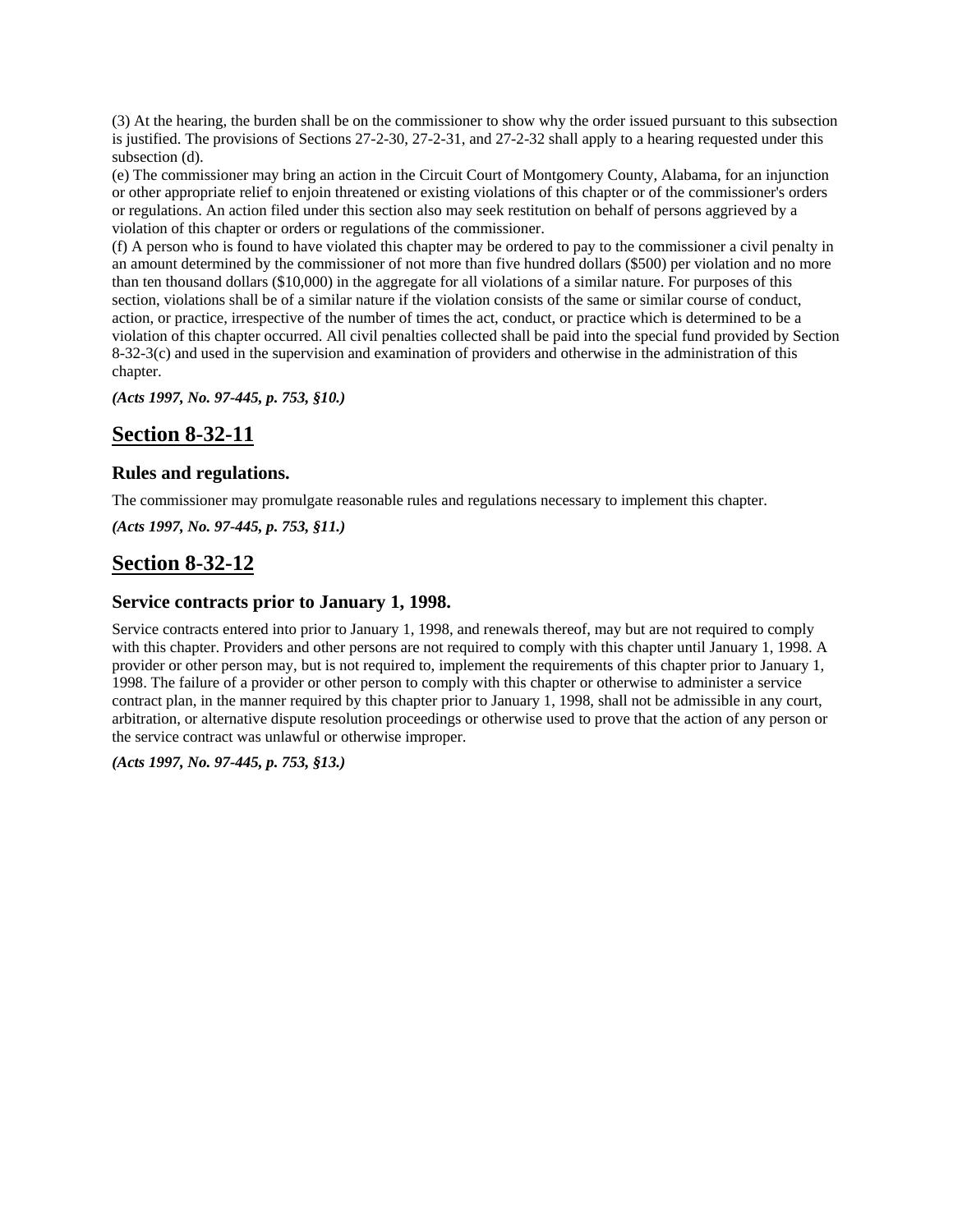(3) At the hearing, the burden shall be on the commissioner to show why the order issued pursuant to this subsection is justified. The provisions of Sections 27-2-30, 27-2-31, and 27-2-32 shall apply to a hearing requested under this subsection (d).

(e) The commissioner may bring an action in the Circuit Court of Montgomery County, Alabama, for an injunction or other appropriate relief to enjoin threatened or existing violations of this chapter or of the commissioner's orders or regulations. An action filed under this section also may seek restitution on behalf of persons aggrieved by a violation of this chapter or orders or regulations of the commissioner.

(f) A person who is found to have violated this chapter may be ordered to pay to the commissioner a civil penalty in an amount determined by the commissioner of not more than five hundred dollars ($500) per violation and no more than ten thousand dollars ($10,000) in the aggregate for all violations of a similar nature. For purposes of this section, violations shall be of a similar nature if the violation consists of the same or similar course of conduct, action, or practice, irrespective of the number of times the act, conduct, or practice which is determined to be a violation of this chapter occurred. All civil penalties collected shall be paid into the special fund provided by Section 8-32-3(c) and used in the supervision and examination of providers and otherwise in the administration of this chapter.

***(Acts 1997, No. 97-445, p. 753, §10.)***

## Section 8-32-11

### Rules and regulations.

The commissioner may promulgate reasonable rules and regulations necessary to implement this chapter.

***(Acts 1997, No. 97-445, p. 753, §11.)***

## Section 8-32-12

### Service contracts prior to January 1, 1998.

Service contracts entered into prior to January 1, 1998, and renewals thereof, may but are not required to comply with this chapter. Providers and other persons are not required to comply with this chapter until January 1, 1998. A provider or other person may, but is not required to, implement the requirements of this chapter prior to January 1, 1998. The failure of a provider or other person to comply with this chapter or otherwise to administer a service contract plan, in the manner required by this chapter prior to January 1, 1998, shall not be admissible in any court, arbitration, or alternative dispute resolution proceedings or otherwise used to prove that the action of any person or the service contract was unlawful or otherwise improper.

***(Acts 1997, No. 97-445, p. 753, §13.)***